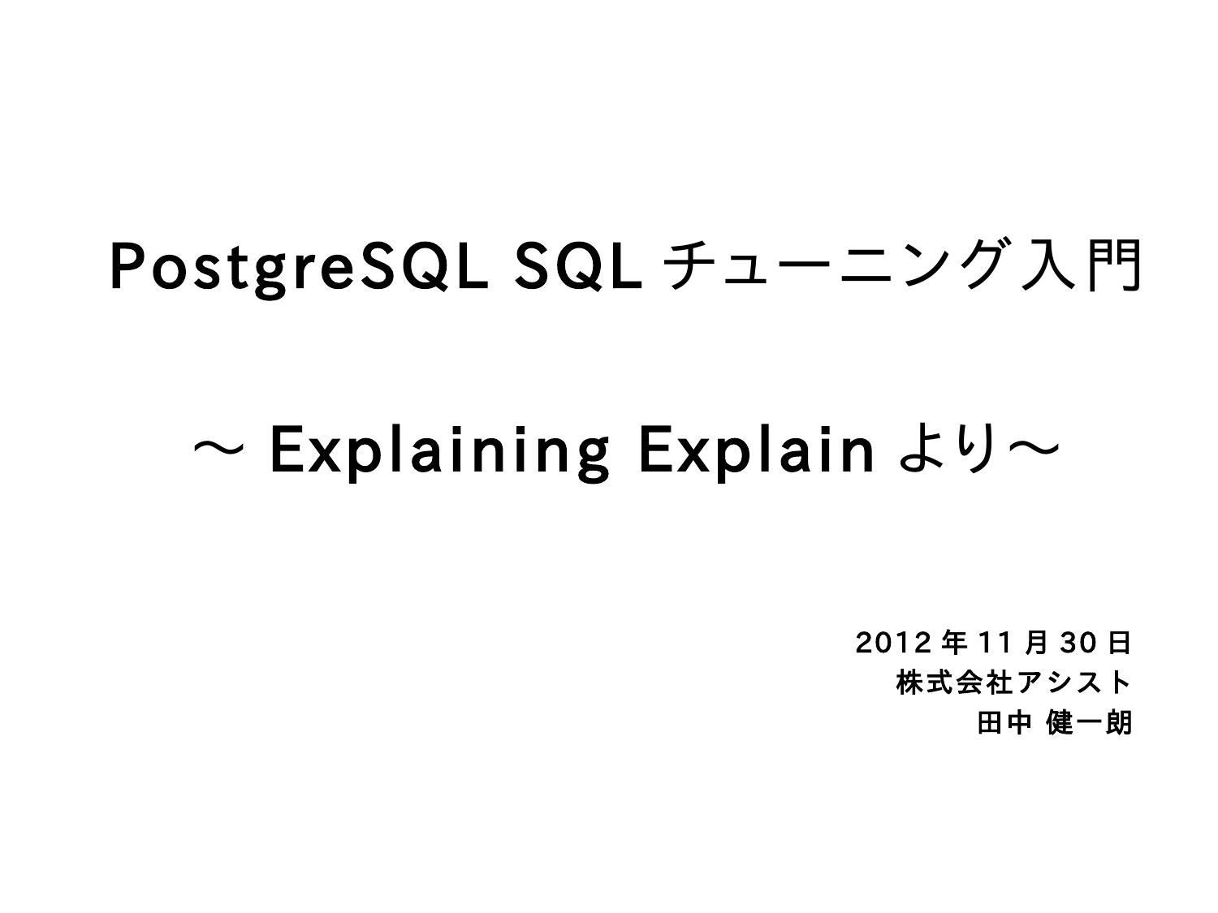# PostgreSQL SQL チューニング入門

## ～ Explaining Explain より～

2012 年 11 月 30 日
株式会社アシスト
田中 健一朗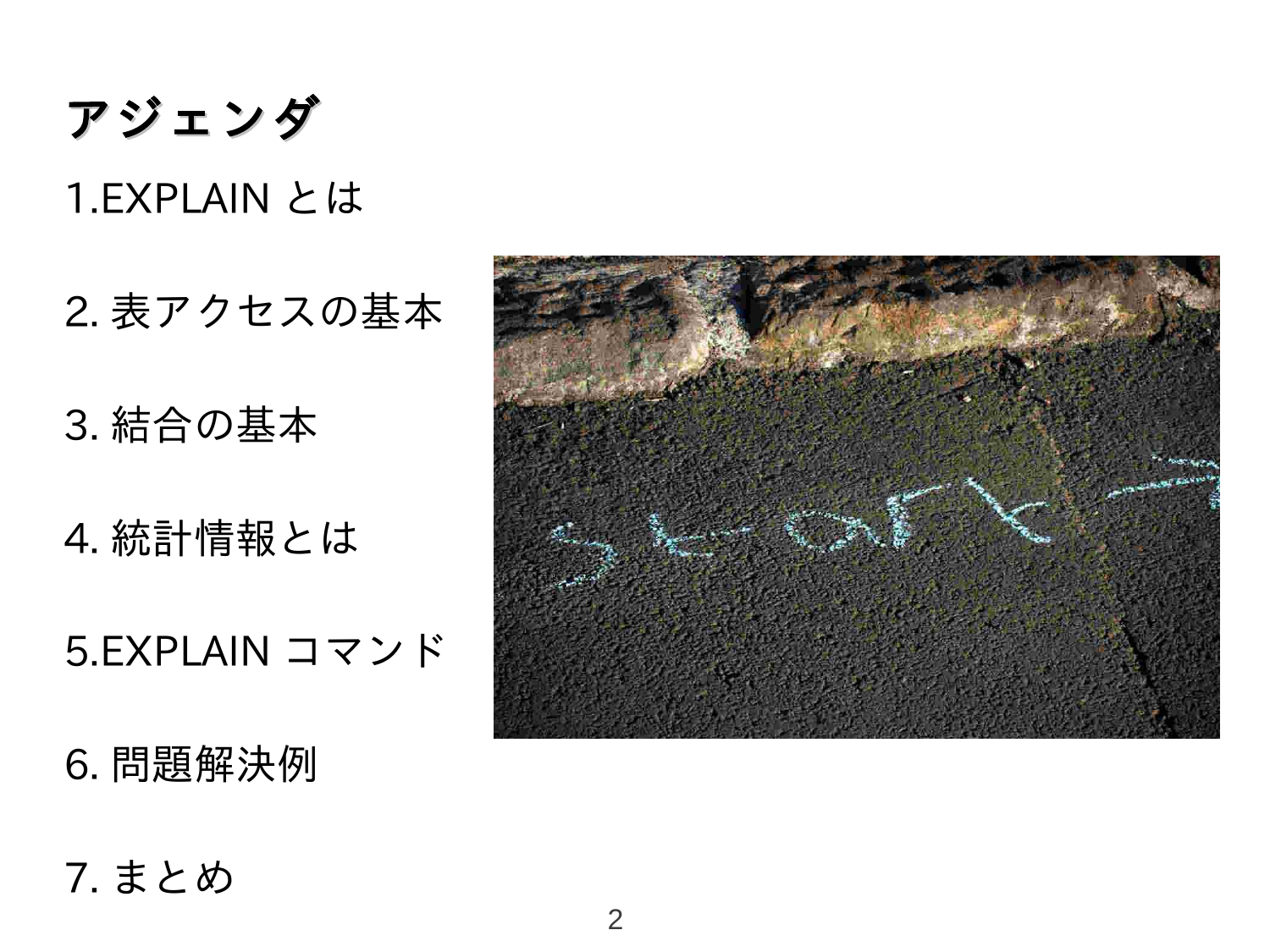# アジェンダ

1.EXPLAIN とは

2. 表アクセスの基本

3. 結合の基本

4. 統計情報とは

5.EXPLAIN コマンド

6. 問題解決例

7. まとめ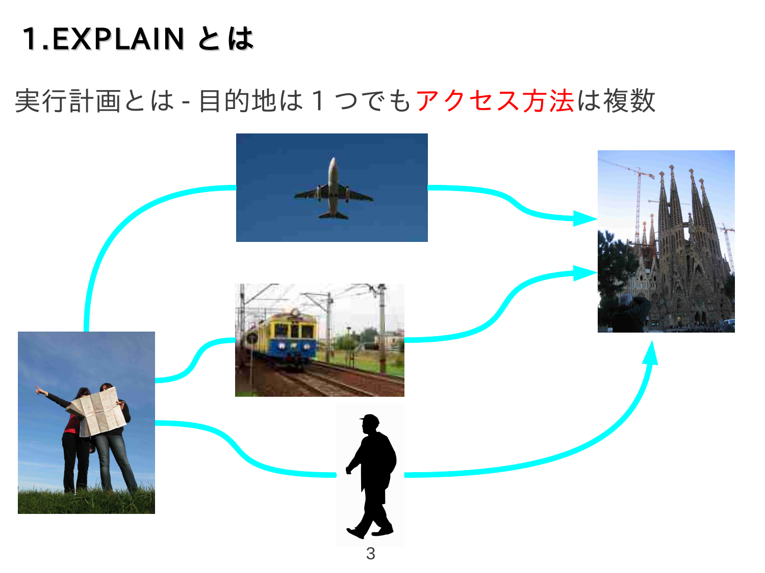# 1.EXPLAIN とは

実行計画とは - 目的地は 1 つでもアクセス方法は複数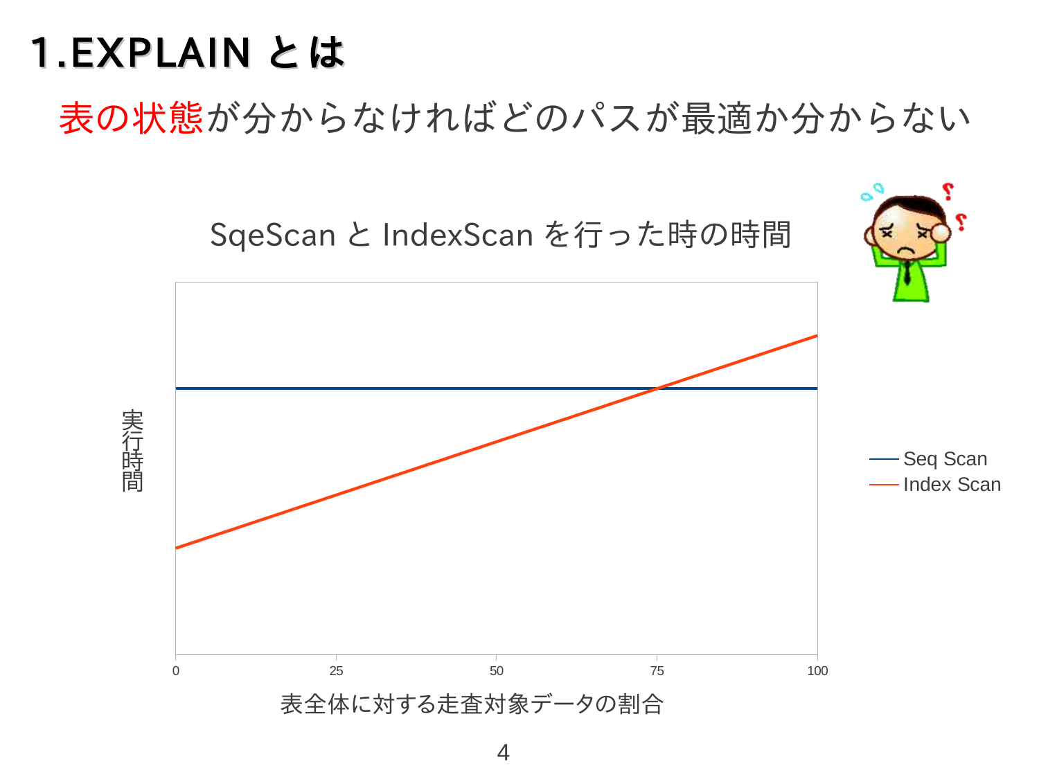# 1.EXPLAIN とは

表の状態が分からなければどのパスが最適か分からない

SqeScan と IndexScan を行った時の時間

実行時間

0　25　50　75　100

表全体に対する走査対象データの割合

Seq Scan
Index Scan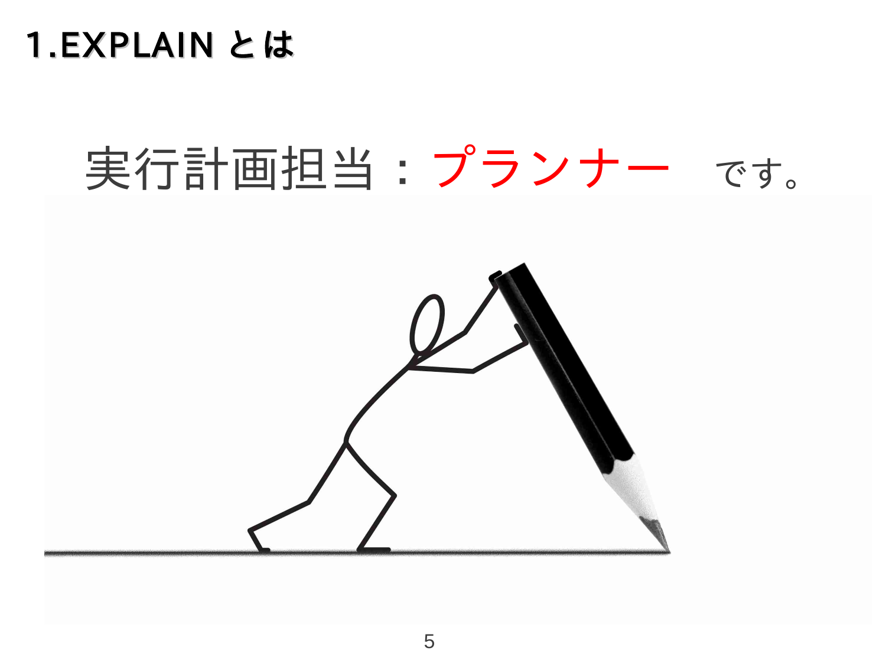# 1.EXPLAIN とは

実行計画担当：プランナー　です。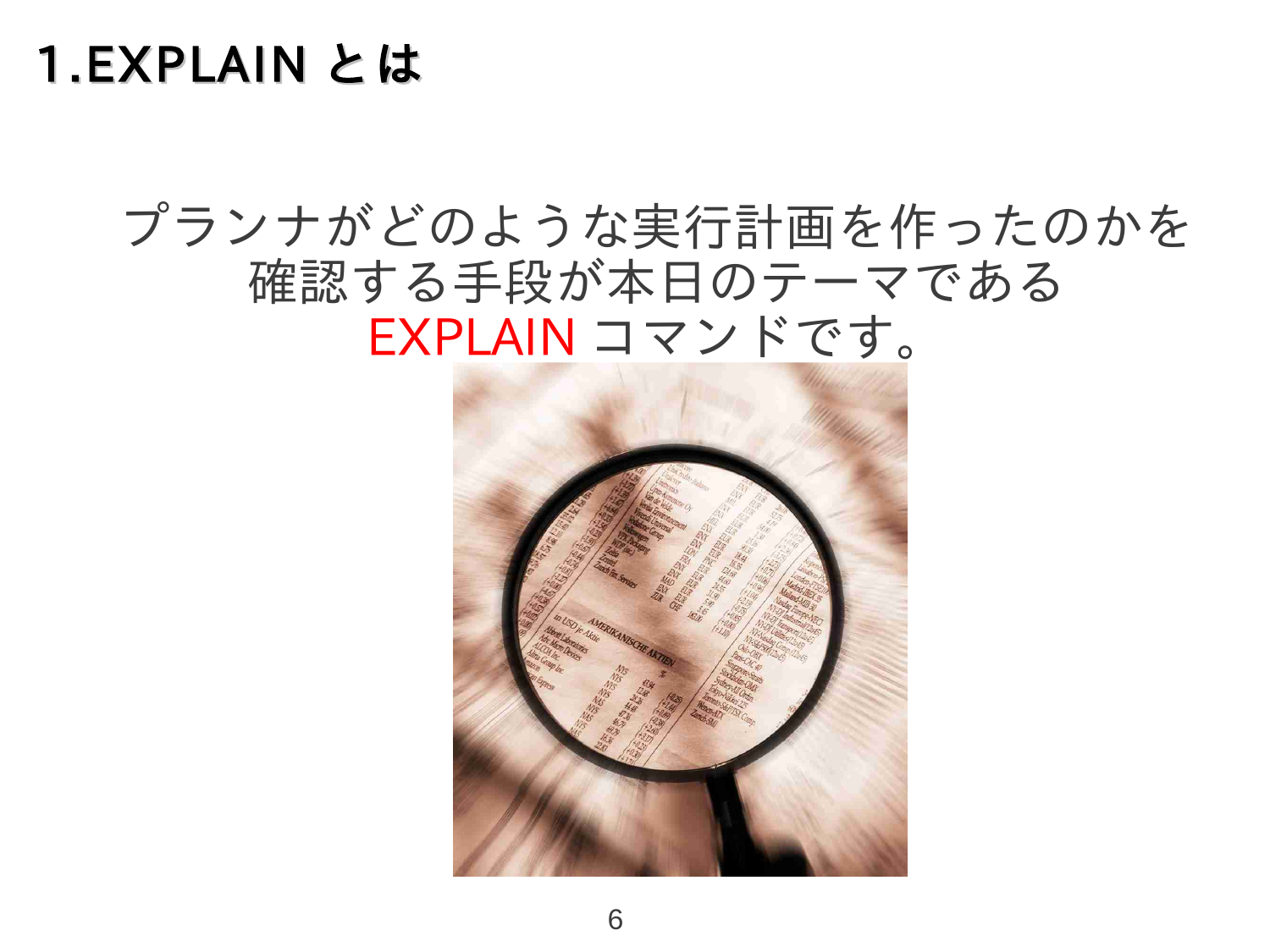# 1.EXPLAIN とは

プランナがどのような実行計画を作ったのかを
確認する手段が本日のテーマである
EXPLAIN コマンドです。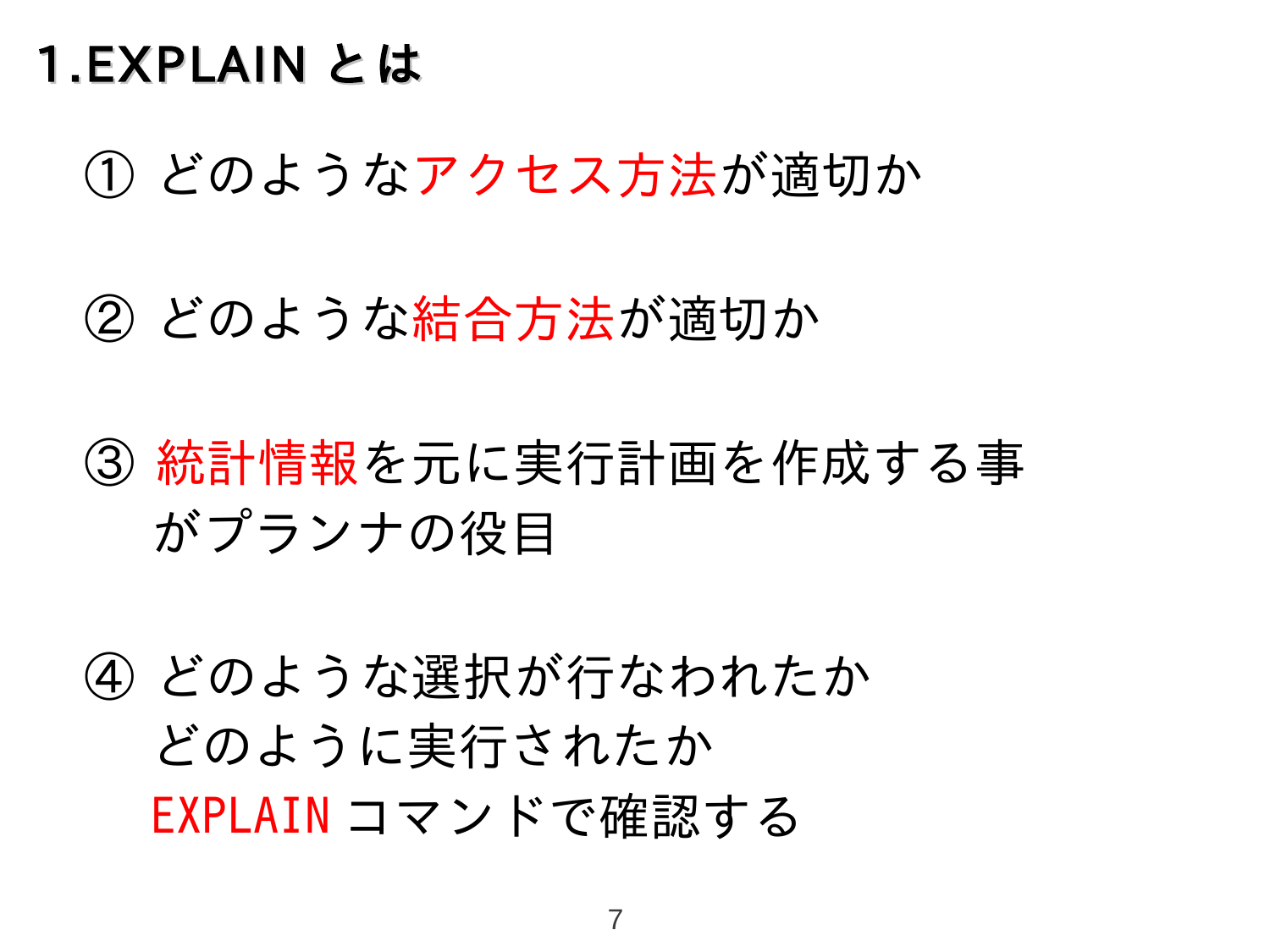# 1.EXPLAIN とは

① どのようなアクセス方法が適切か

② どのような結合方法が適切か

③ 統計情報を元に実行計画を作成する事がプランナの役目

④ どのような選択が行なわれたか
どのように実行されたか
EXPLAIN コマンドで確認する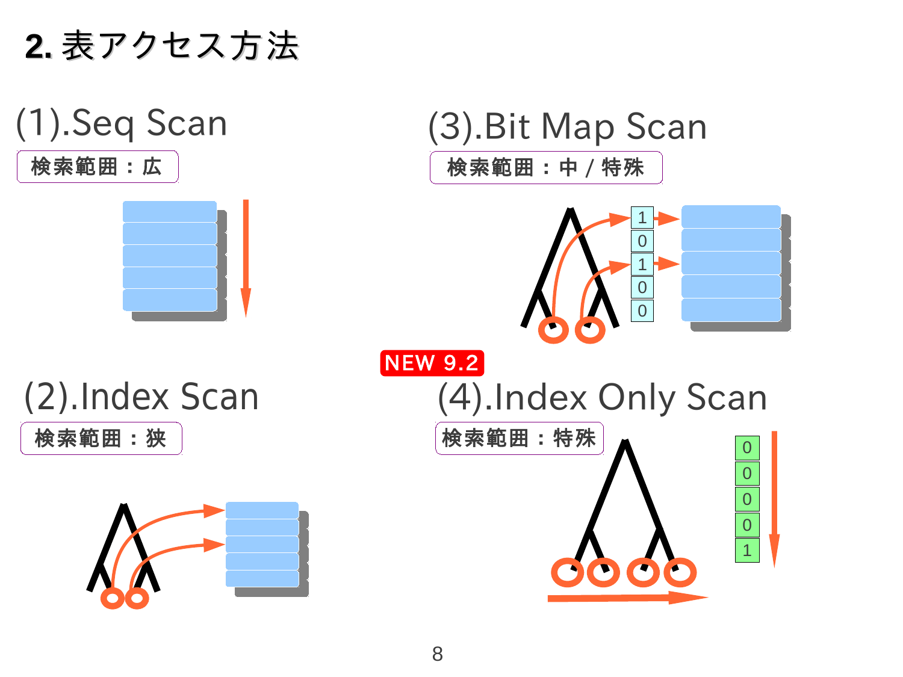## 2. 表アクセス方法

### (1).Seq Scan

検索範囲：広

### (3).Bit Map Scan

検索範囲：中 / 特殊

1
0
1
0
0

### (2).Index Scan

検索範囲：狭

NEW 9.2

### (4).Index Only Scan

検索範囲：特殊

0
0
0
0
1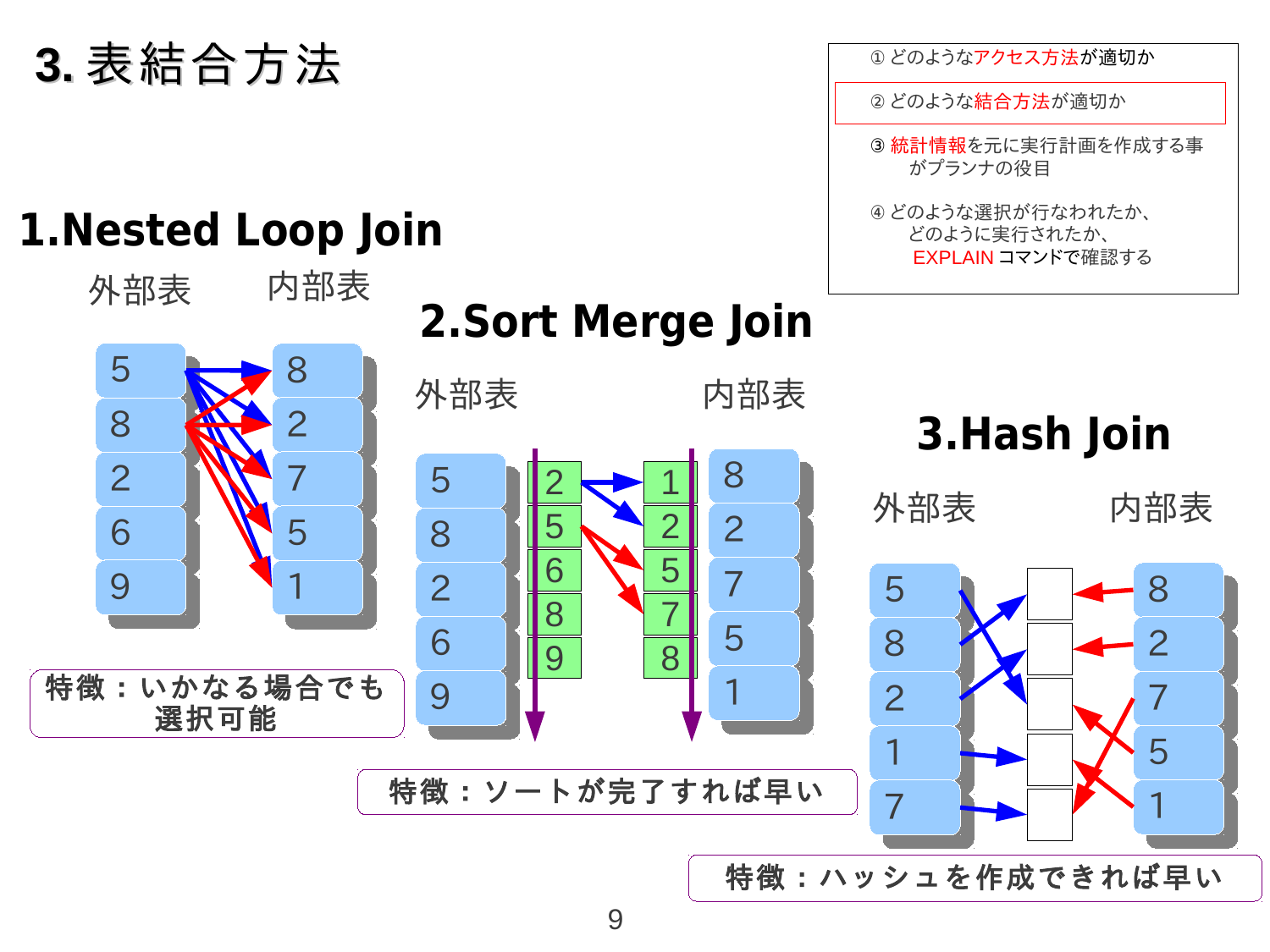# 3. 表結合方法

① どのようなアクセス方法が適切か

② どのような結合方法が適切か

③ 統計情報を元に実行計画を作成する事がプランナの役目

④ どのような選択が行なわれたか、どのように実行されたか、EXPLAIN コマンドで確認する

## 1.Nested Loop Join

外部表　内部表

| 外部表 | 内部表 |
|---|---|
| 5 | 8 |
| 8 | 2 |
| 2 | 7 |
| 6 | 5 |
| 9 | 1 |

特徴：いかなる場合でも選択可能

## 2.Sort Merge Join

| 外部表 | ソート後 | ソート後 | 内部表 |
|---|---|---|---|
| 5 | 2 | 1 | 8 |
| 8 | 5 | 2 | 2 |
| 2 | 6 | 5 | 7 |
| 6 | 8 | 7 | 5 |
| 9 | 9 | 8 | 1 |

特徴：ソートが完了すれば早い

## 3.Hash Join

| 外部表 | 内部表 |
|---|---|
| 5 | 8 |
| 8 | 2 |
| 2 | 7 |
| 1 | 5 |
| 7 | 1 |

特徴：ハッシュを作成できれば早い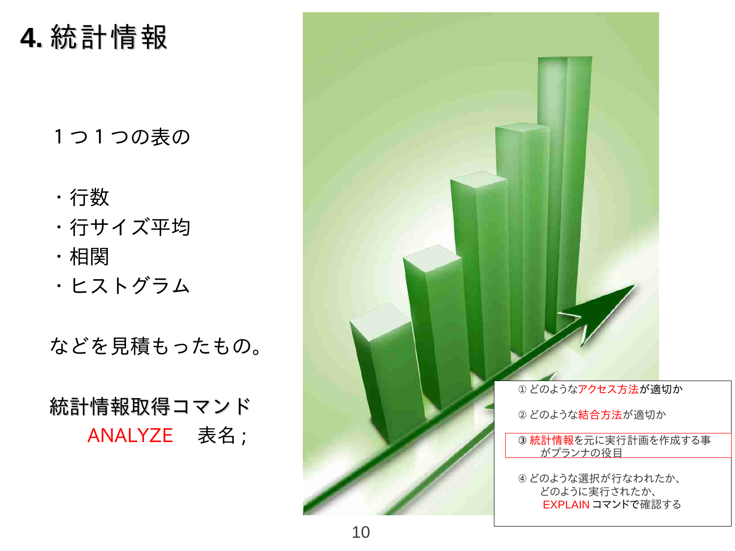# 4. 統計情報

１つ１つの表の

- 行数
- 行サイズ平均
- 相関
- ヒストグラム

などを見積もったもの。

統計情報取得コマンド

ANALYZE　表名；

① どのようなアクセス方法が適切か

② どのような結合方法が適切か

③ 統計情報を元に実行計画を作成する事がプランナの役目

④ どのような選択が行なわれたか、どのように実行されたか、EXPLAIN コマンドで確認する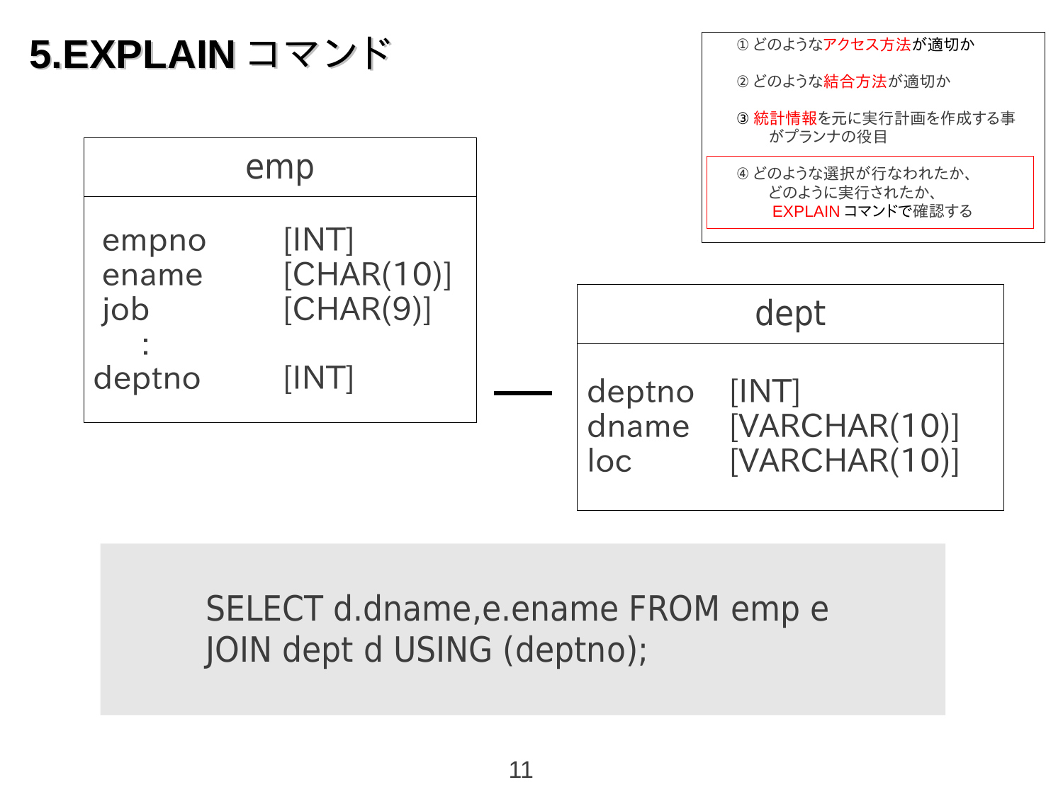# 5.EXPLAIN コマンド

① どのようなアクセス方法が適切か

② どのような結合方法が適切か

③ 統計情報を元に実行計画を作成する事がプランナの役目

④ どのような選択が行なわれたか、どのように実行されたか、EXPLAIN コマンドで確認する

**emp**

| | |
|---|---|
| empno | [INT] |
| ename | [CHAR(10)] |
| job | [CHAR(9)] |
| : | |
| deptno | [INT] |

**dept**

| | |
|---|---|
| deptno | [INT] |
| dname | [VARCHAR(10)] |
| loc | [VARCHAR(10)] |

```
SELECT d.dname,e.ename FROM emp e
JOIN dept d USING (deptno);
```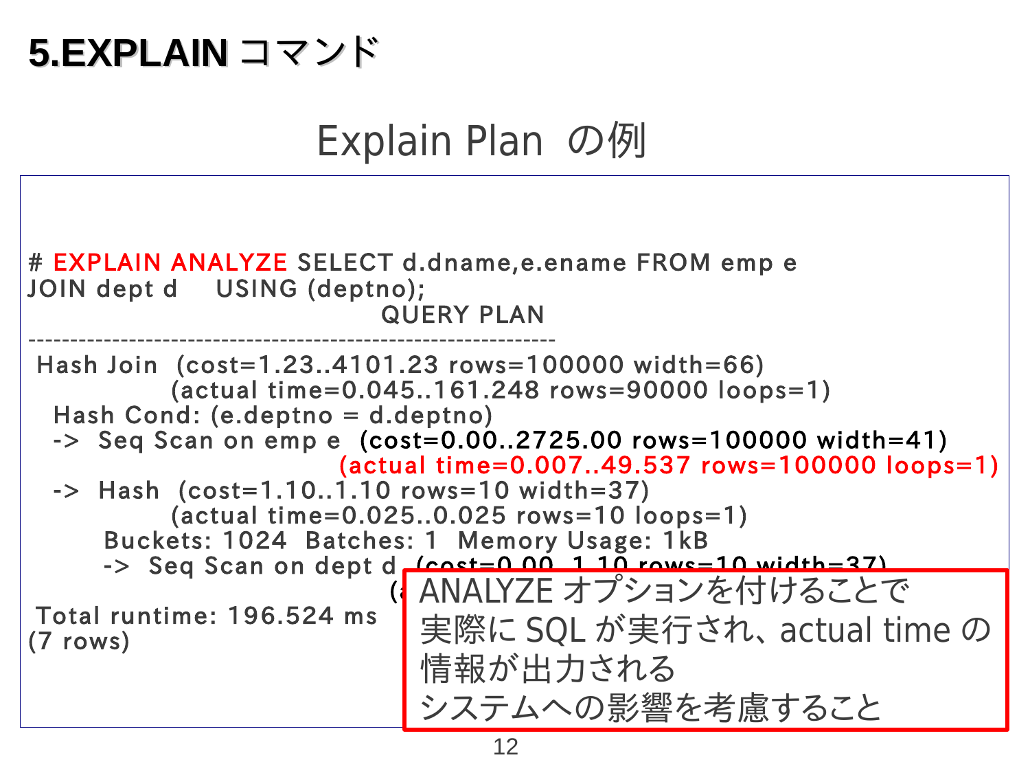# 5.EXPLAIN コマンド

## Explain Plan の例

```
# EXPLAIN ANALYZE SELECT d.dname,e.ename FROM emp e
JOIN dept d    USING (deptno);
                                 QUERY PLAN
------------------------------------------------------------
 Hash Join  (cost=1.23..4101.23 rows=100000 width=66)
              (actual time=0.045..161.248 rows=90000 loops=1)
   Hash Cond: (e.deptno = d.deptno)
   ->  Seq Scan on emp e  (cost=0.00..2725.00 rows=100000 width=41)
                                   (actual time=0.007..49.537 rows=100000 loops=1)
   ->  Hash  (cost=1.10..1.10 rows=10 width=37)
              (actual time=0.025..0.025 rows=10 loops=1)
         Buckets: 1024  Batches: 1  Memory Usage: 1kB
         ->  Seq Scan on dept d  (cost=0.00..1.10 rows=10 width=37)
                                  (a
 Total runtime: 196.524 ms
(7 rows)
```

ANALYZE オプションを付けることで
実際に SQL が実行され、actual time の
情報が出力される
システムへの影響を考慮すること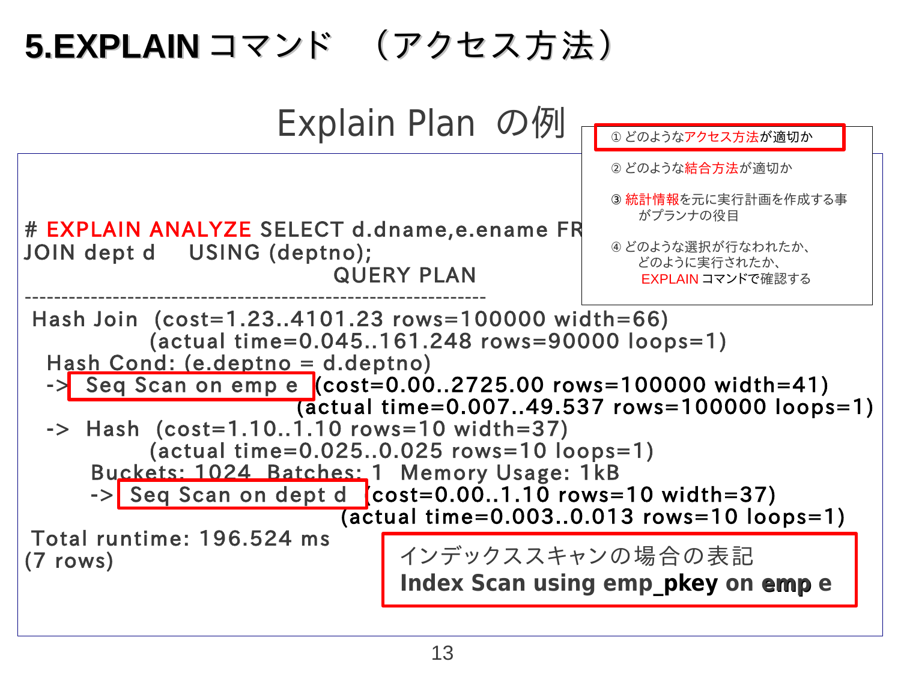# 5.EXPLAIN コマンド　（アクセス方法）

## Explain Plan　の例

① どのようなアクセス方法が適切か

② どのような結合方法が適切か

③ 統計情報を元に実行計画を作成する事がプランナの役目

④ どのような選択が行なわれたか、どのように実行されたか、EXPLAIN コマンドで確認する

```
# EXPLAIN ANALYZE SELECT d.dname,e.ename FR
JOIN dept d    USING (deptno);
                                QUERY PLAN
------------------------------------------------------------
 Hash Join  (cost=1.23..4101.23 rows=100000 width=66)
            (actual time=0.045..161.248 rows=90000 loops=1)
   Hash Cond: (e.deptno = d.deptno)
   ->  Seq Scan on emp e  (cost=0.00..2725.00 rows=100000 width=41)
                          (actual time=0.007..49.537 rows=100000 loops=1)
   ->  Hash  (cost=1.10..1.10 rows=10 width=37)
             (actual time=0.025..0.025 rows=10 loops=1)
         Buckets: 1024  Batches: 1  Memory Usage: 1kB
         ->  Seq Scan on dept d  (cost=0.00..1.10 rows=10 width=37)
                                 (actual time=0.003..0.013 rows=10 loops=1)
 Total runtime: 196.524 ms
(7 rows)
```

インデックススキャンの場合の表記
**Index Scan using emp_pkey on emp e**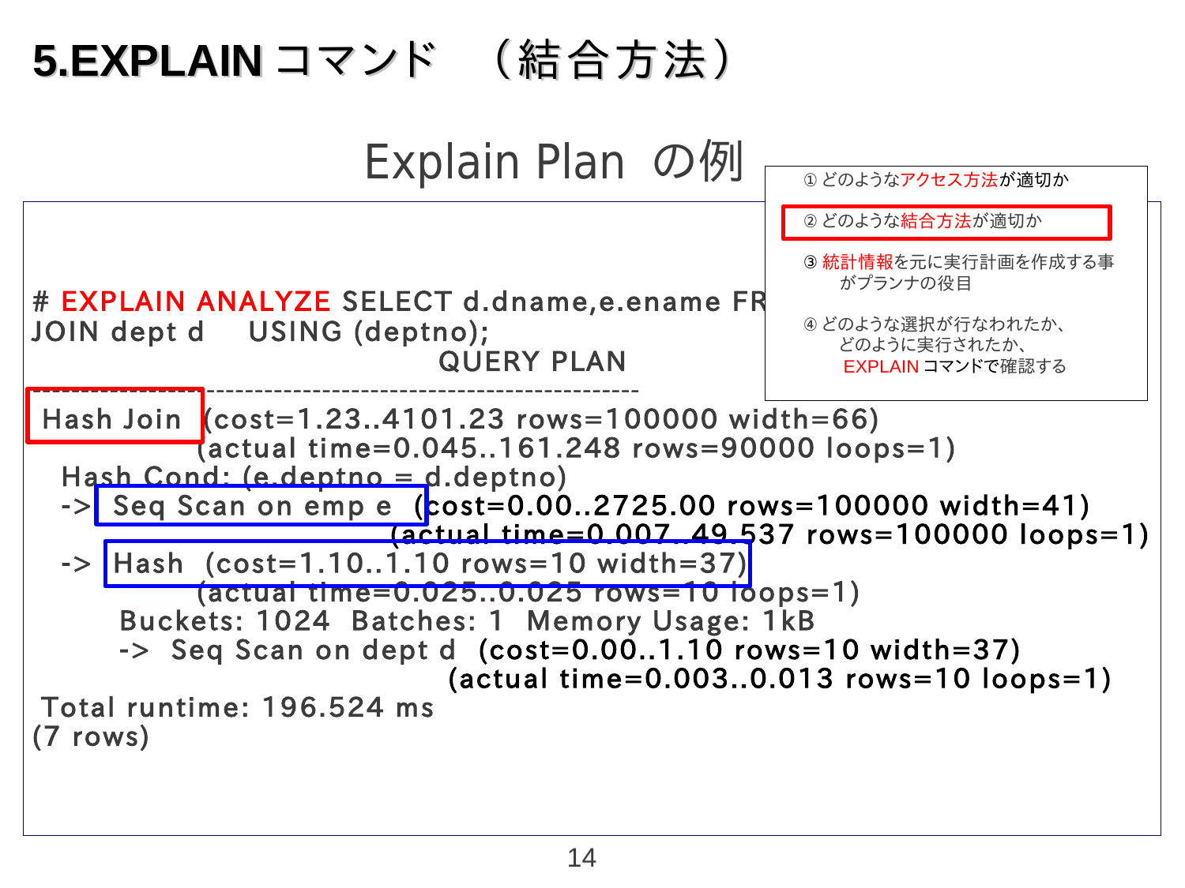# 5.EXPLAIN コマンド　（結合方法）

## Explain Plan　の例

① どのようなアクセス方法が適切か

② どのような結合方法が適切か

③ 統計情報を元に実行計画を作成する事がプランナの役目

④ どのような選択が行なわれたか、どのように実行されたか、EXPLAIN コマンドで確認する

```
# EXPLAIN ANALYZE SELECT d.dname,e.ename FR
JOIN dept d    USING (deptno);
                                QUERY PLAN
---------------------------------------------------------
 Hash Join  (cost=1.23..4101.23 rows=100000 width=66)
            (actual time=0.045..161.248 rows=90000 loops=1)
   Hash Cond: (e.deptno = d.deptno)
   ->  Seq Scan on emp e  (cost=0.00..2725.00 rows=100000 width=41)
                          (actual time=0.007..49.537 rows=100000 loops=1)
   ->  Hash  (cost=1.10..1.10 rows=10 width=37)
            (actual time=0.025..0.025 rows=10 loops=1)
         Buckets: 1024  Batches: 1  Memory Usage: 1kB
         ->  Seq Scan on dept d  (cost=0.00..1.10 rows=10 width=37)
                                 (actual time=0.003..0.013 rows=10 loops=1)
 Total runtime: 196.524 ms
(7 rows)
```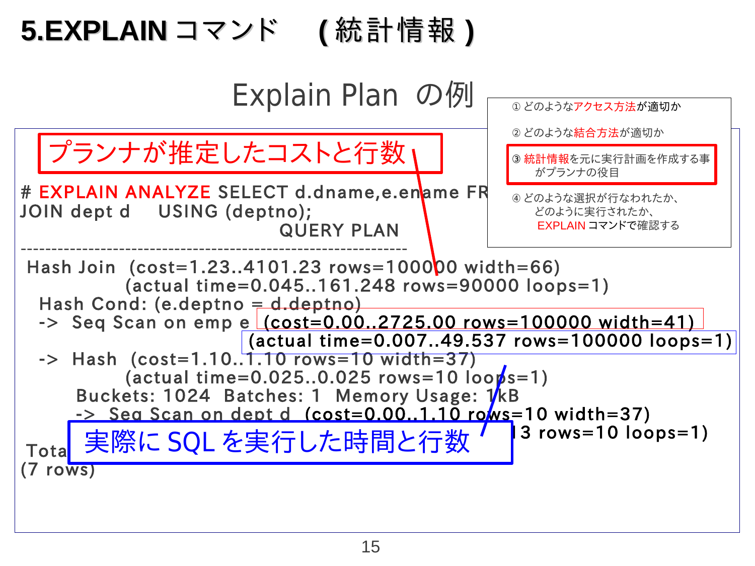# 5.EXPLAIN コマンド　( 統計情報 )

## Explain Plan　の例

① どのようなアクセス方法が適切か

② どのような結合方法が適切か

③ 統計情報を元に実行計画を作成する事がプランナの役目

④ どのような選択が行なわれたか、どのように実行されたか、EXPLAIN コマンドで確認する

プランナが推定したコストと行数

```
# EXPLAIN ANALYZE SELECT d.dname,e.ename FR
JOIN dept d    USING (deptno);
                                QUERY PLAN
------------------------------------------------------------
 Hash Join  (cost=1.23..4101.23 rows=100000 width=66)
            (actual time=0.045..161.248 rows=90000 loops=1)
   Hash Cond: (e.deptno = d.deptno)
   ->  Seq Scan on emp e  (cost=0.00..2725.00 rows=100000 width=41)
                         (actual time=0.007..49.537 rows=100000 loops=1)
   ->  Hash  (cost=1.10..1.10 rows=10 width=37)
            (actual time=0.025..0.025 rows=10 loops=1)
         Buckets: 1024  Batches: 1  Memory Usage: 1kB
         ->  Seq Scan on dept d  (cost=0.00..1.10 rows=10 width=37)
                                 ...13 rows=10 loops=1)
 Tota
(7 rows)
```

実際に SQL を実行した時間と行数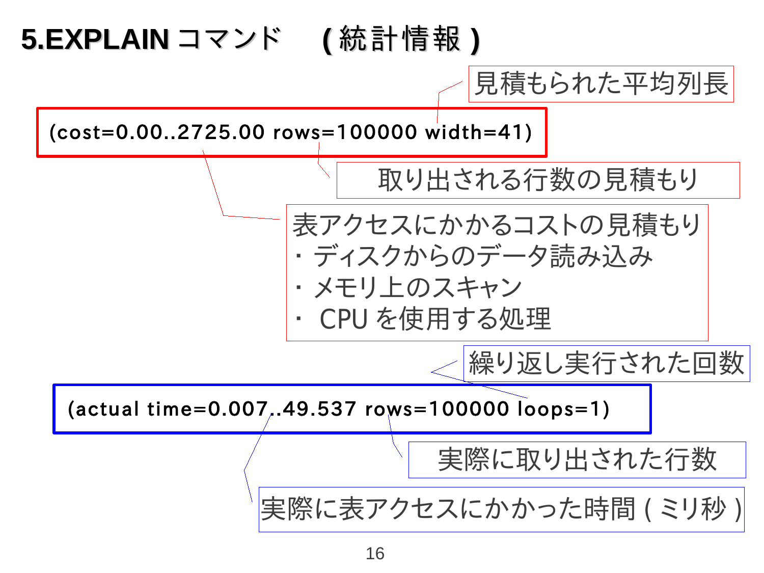# 5.EXPLAIN コマンド　( 統計情報 )

```
(cost=0.00..2725.00 rows=100000 width=41)
```

- width：見積もられた平均列長
- rows：取り出される行数の見積もり
- cost：表アクセスにかかるコストの見積もり
  - ・ディスクからのデータ読み込み
  - ・メモリ上のスキャン
  - ・ CPU を使用する処理

```
(actual time=0.007..49.537 rows=100000 loops=1)
```

- loops：繰り返し実行された回数
- rows：実際に取り出された行数
- actual time：実際に表アクセスにかかった時間 ( ミリ秒 )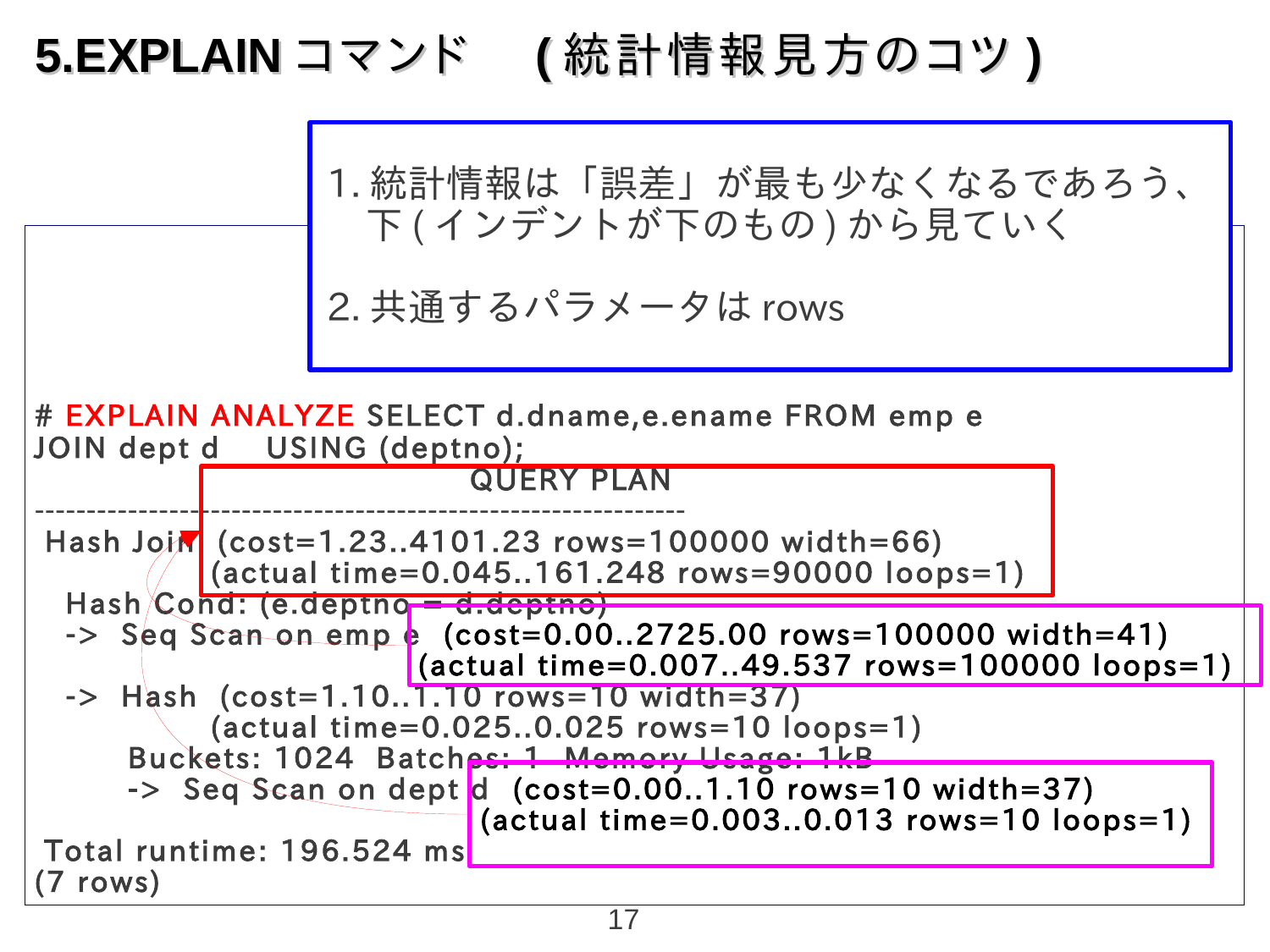# 5.EXPLAIN コマンド　(統計情報見方のコツ)

1. 統計情報は「誤差」が最も少なくなるであろう、下(インデントが下のもの)から見ていく

2. 共通するパラメータは rows

```
# EXPLAIN ANALYZE SELECT d.dname,e.ename FROM emp e
JOIN dept d    USING (deptno);
                              QUERY PLAN
----------------------------------------------------------------
 Hash Join  (cost=1.23..4101.23 rows=100000 width=66)
           (actual time=0.045..161.248 rows=90000 loops=1)
   Hash Cond: (e.deptno = d.deptno)
   ->  Seq Scan on emp e  (cost=0.00..2725.00 rows=100000 width=41)
                         (actual time=0.007..49.537 rows=100000 loops=1)
   ->  Hash  (cost=1.10..1.10 rows=10 width=37)
            (actual time=0.025..0.025 rows=10 loops=1)
         Buckets: 1024  Batches: 1  Memory Usage: 1kB
         ->  Seq Scan on dept d  (cost=0.00..1.10 rows=10 width=37)
                                (actual time=0.003..0.013 rows=10 loops=1)
 Total runtime: 196.524 ms
(7 rows)
```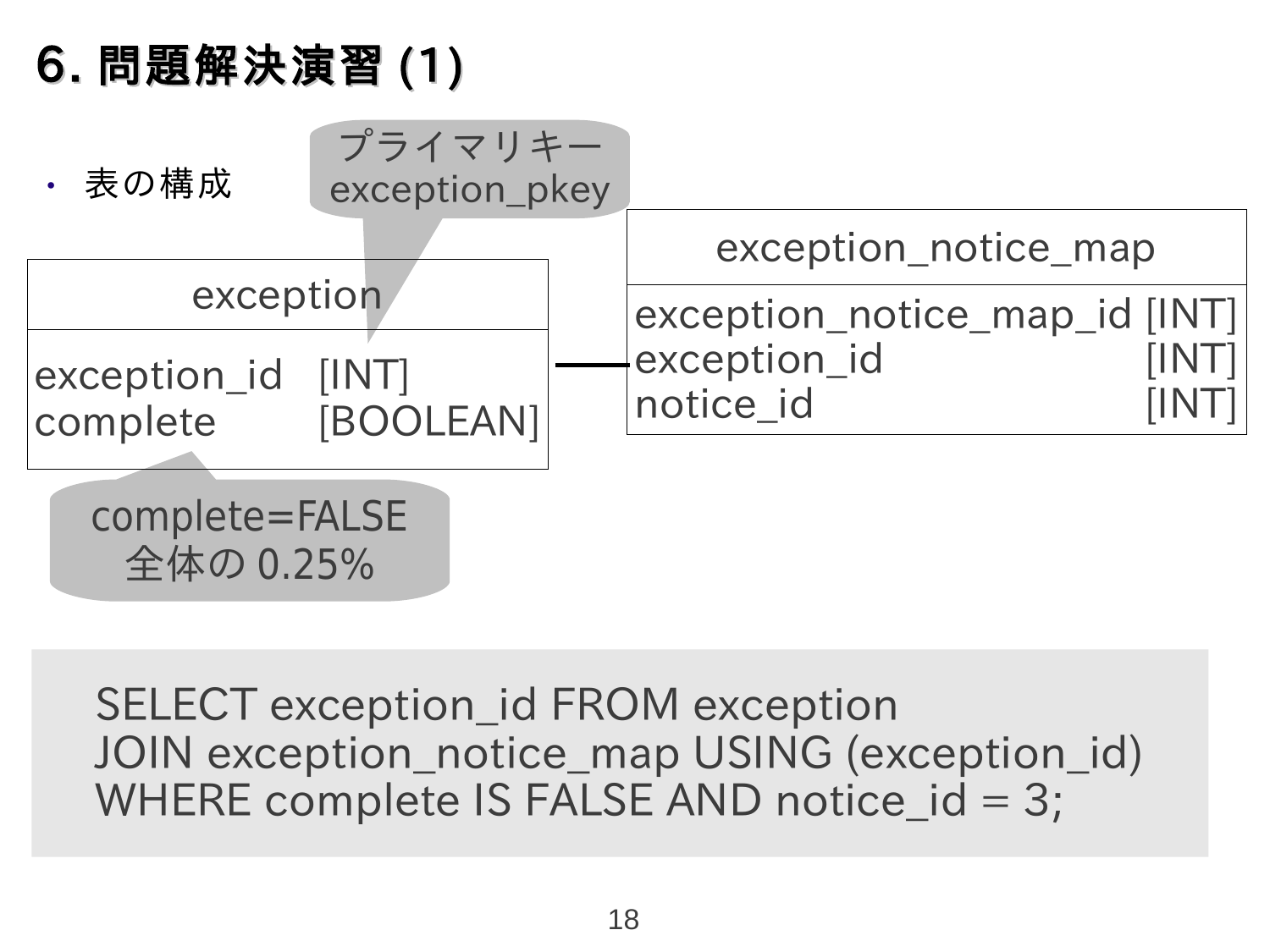# 6. 問題解決演習 (1)

- 表の構成

| exception | |
|---|---|
| exception_id | [INT] |
| complete | [BOOLEAN] |

プライマリキー exception_pkey

complete=FALSE 全体の 0.25%

| exception_notice_map | |
|---|---|
| exception_notice_map_id | [INT] |
| exception_id | [INT] |
| notice_id | [INT] |

```
SELECT exception_id FROM exception
JOIN exception_notice_map USING (exception_id)
WHERE complete IS FALSE AND notice_id = 3;
```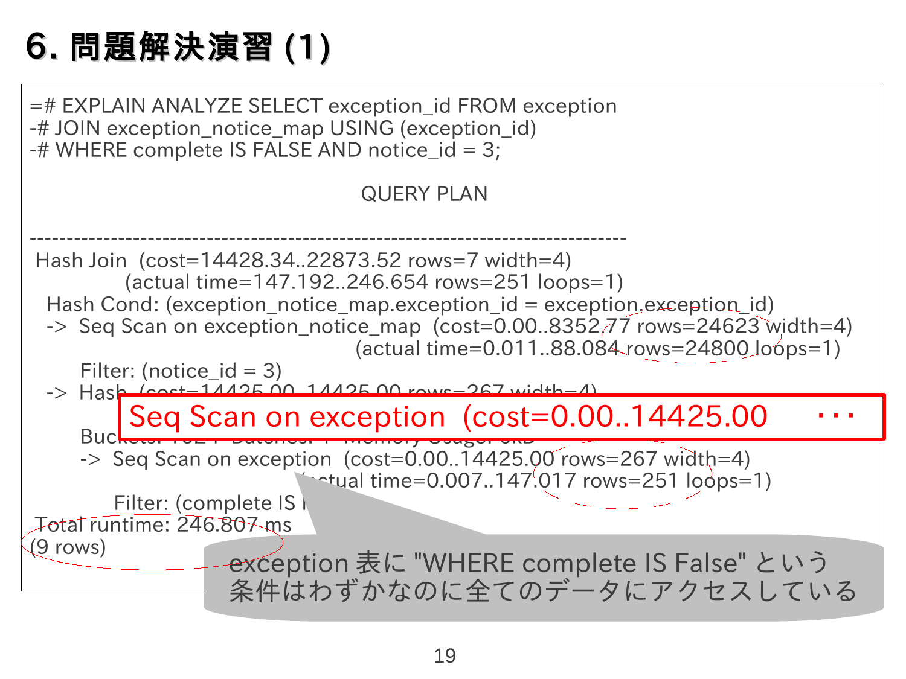# 6. 問題解決演習 (1)

```
=# EXPLAIN ANALYZE SELECT exception_id FROM exception
-# JOIN exception_notice_map USING (exception_id)
-# WHERE complete IS FALSE AND notice_id = 3;

                              QUERY PLAN

--------------------------------------------------------------------------------
 Hash Join  (cost=14428.34..22873.52 rows=7 width=4)
            (actual time=147.192..246.654 rows=251 loops=1)
   Hash Cond: (exception_notice_map.exception_id = exception.exception_id)
   ->  Seq Scan on exception_notice_map  (cost=0.00..8352.77 rows=24623 width=4)
                                (actual time=0.011..88.084 rows=24800 loops=1)
         Filter: (notice_id = 3)
   ->  Hash  (cost=14425.00..14425.00 rows=267 width=4)

         Buckets: 1024  Batches: 1  Memory Usage: 9kB
         ->  Seq Scan on exception  (cost=0.00..14425.00 rows=267 width=4)
                          (actual time=0.007..147.017 rows=251 loops=1)
               Filter: (complete IS FALSE)
 Total runtime: 246.807 ms
(9 rows)
```

Seq Scan on exception (cost=0.00..14425.00 ・・・

exception 表に "WHERE complete IS False" という条件はわずかなのに全てのデータにアクセスしている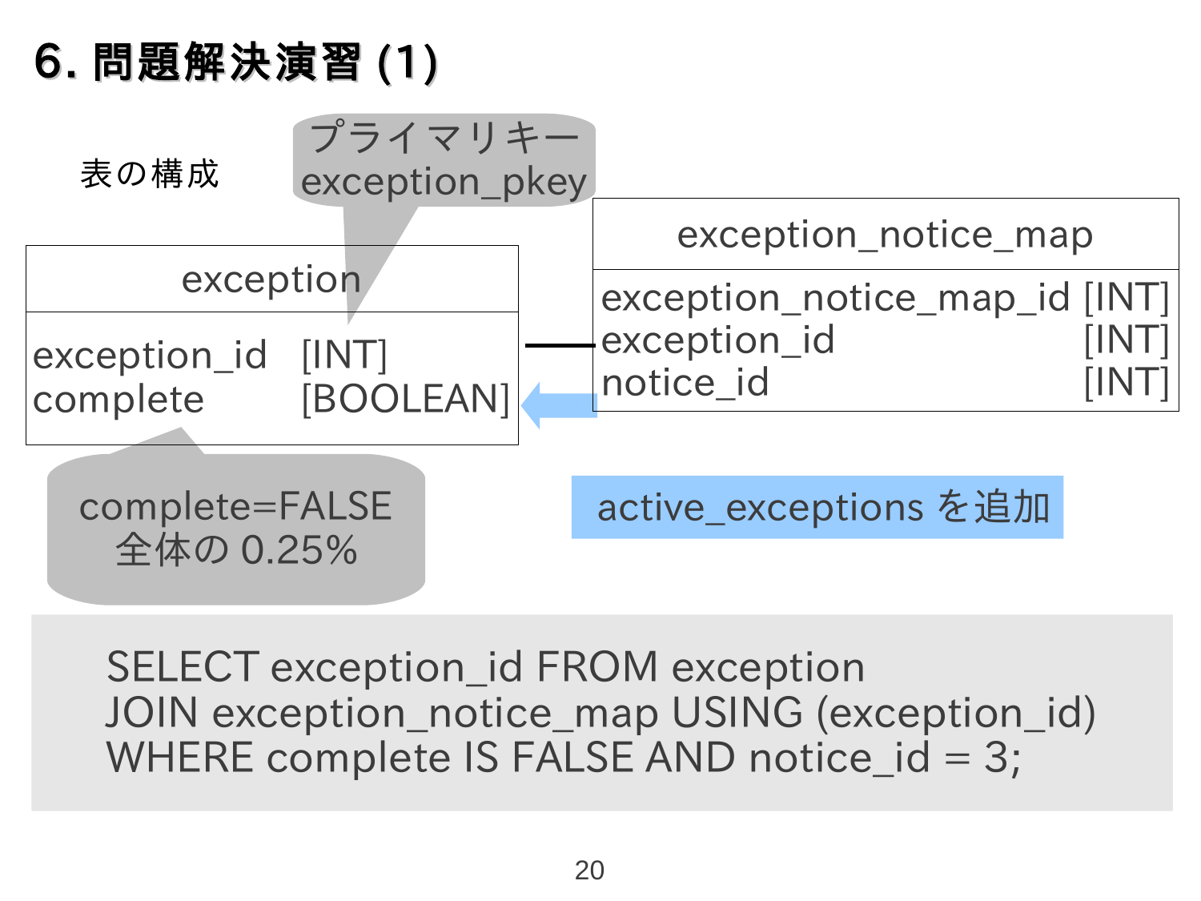# 6. 問題解決演習 (1)

表の構成

プライマリキー
exception_pkey

| exception | |
|---|---|
| exception_id | [INT] |
| complete | [BOOLEAN] |

complete=FALSE
全体の 0.25%

| exception_notice_map | |
|---|---|
| exception_notice_map_id | [INT] |
| exception_id | [INT] |
| notice_id | [INT] |

active_exceptions を追加

```
SELECT exception_id FROM exception
JOIN exception_notice_map USING (exception_id)
WHERE complete IS FALSE AND notice_id = 3;
```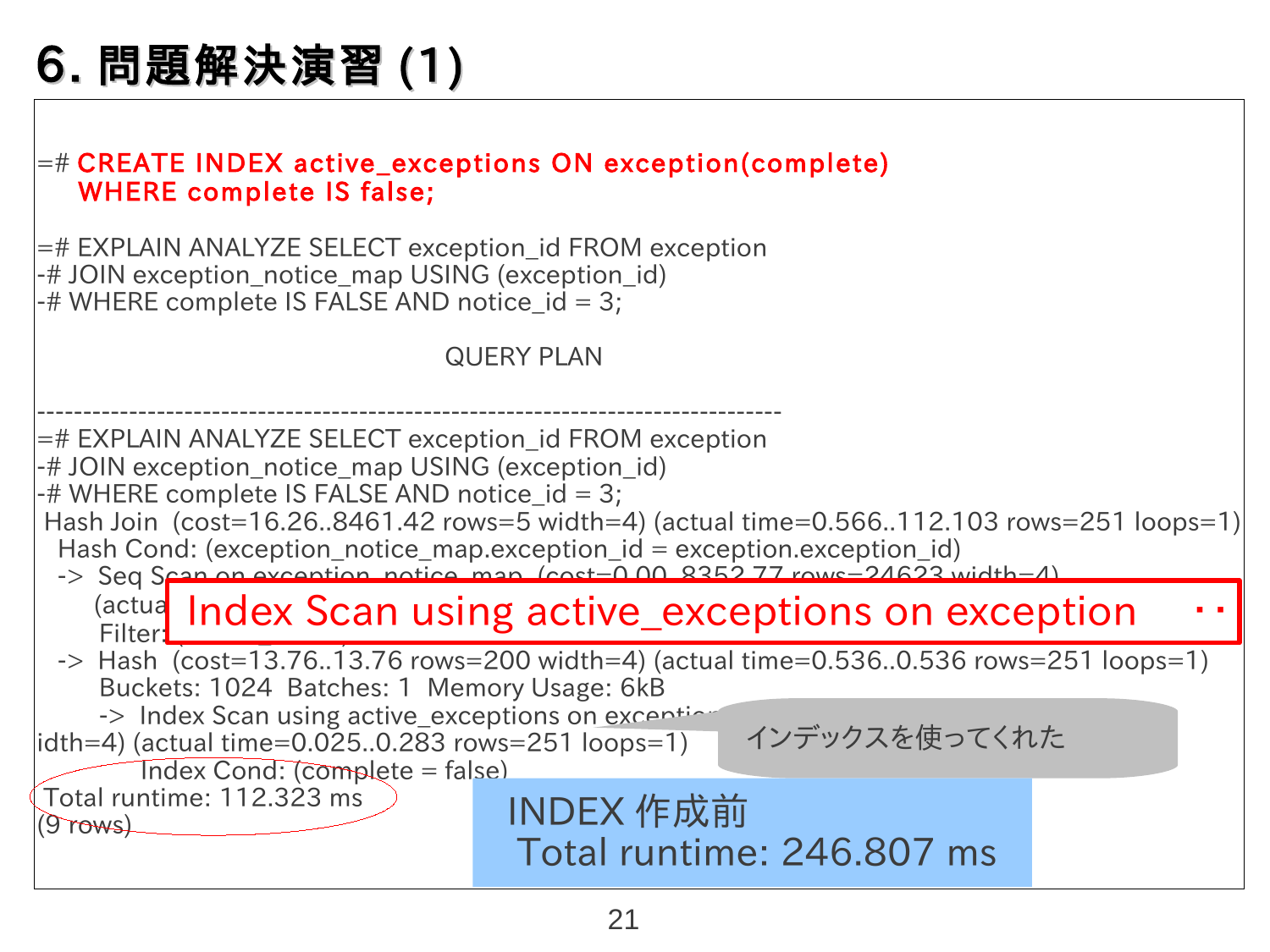# 6. 問題解決演習 (1)

```
=# CREATE INDEX active_exceptions ON exception(complete)
   WHERE complete IS false;

=# EXPLAIN ANALYZE SELECT exception_id FROM exception
-# JOIN exception_notice_map USING (exception_id)
-# WHERE complete IS FALSE AND notice_id = 3;

                              QUERY PLAN

--------------------------------------------------------------------------------
=# EXPLAIN ANALYZE SELECT exception_id FROM exception
-# JOIN exception_notice_map USING (exception_id)
-# WHERE complete IS FALSE AND notice_id = 3;
 Hash Join  (cost=16.26..8461.42 rows=5 width=4) (actual time=0.566..112.103 rows=251 loops=1)
   Hash Cond: (exception_notice_map.exception_id = exception.exception_id)
   ->  Seq Scan on exception_notice_map  (cost=0.00..8352.77 rows=24623 width=4)
         (actua
         Filter:
   ->  Hash  (cost=13.76..13.76 rows=200 width=4) (actual time=0.536..0.536 rows=251 loops=1)
         Buckets: 1024  Batches: 1  Memory Usage: 6kB
         ->  Index Scan using active_exceptions on exceptio
idth=4) (actual time=0.025..0.283 rows=251 loops=1)
               Index Cond: (complete = false)
 Total runtime: 112.323 ms
(9 rows)
```

Index Scan using active_exceptions on exception ・・

インデックスを使ってくれた

INDEX 作成前
Total runtime: 246.807 ms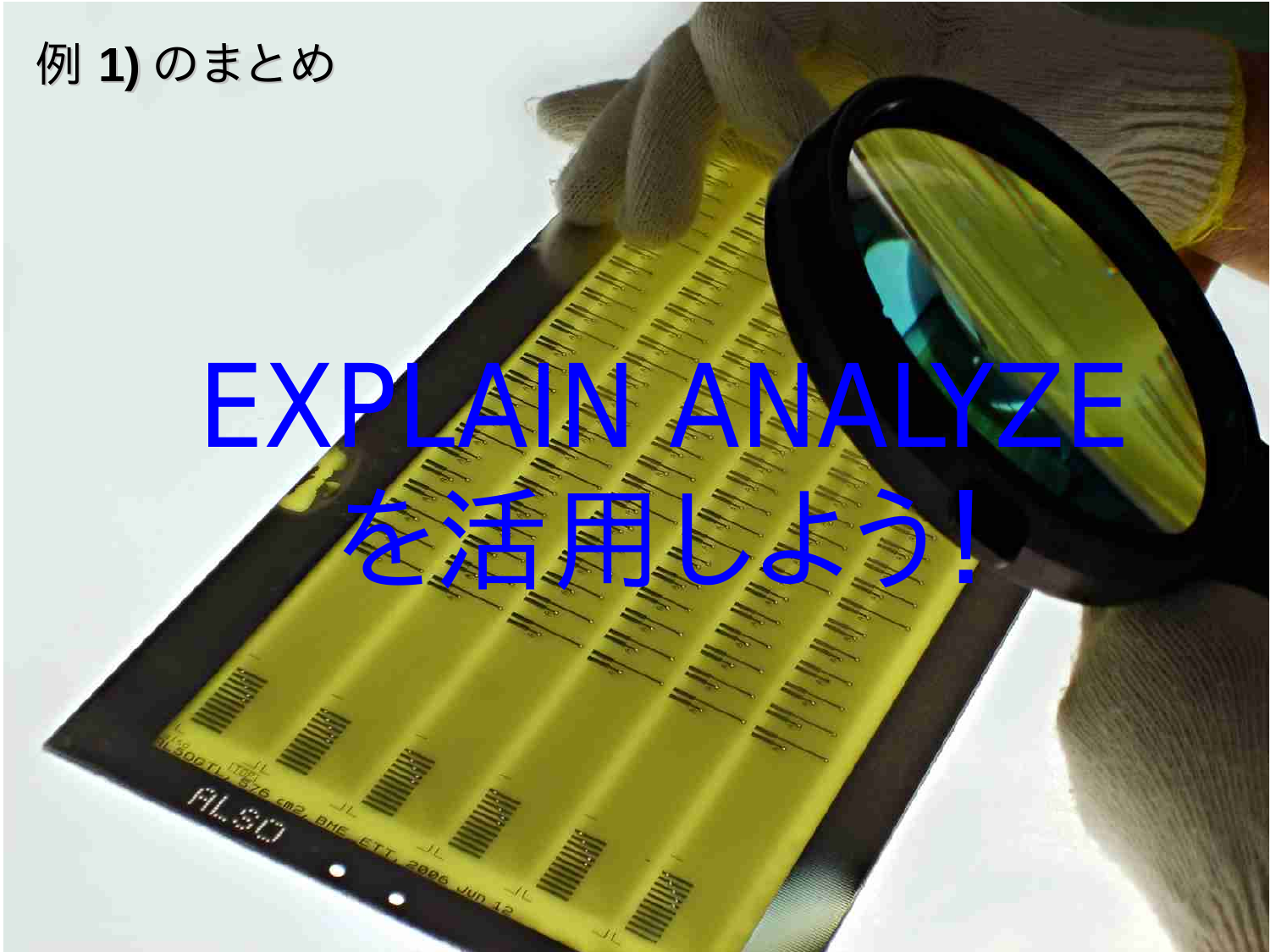# 例 1) のまとめ

EXPLAIN ANALYZE
を活用しよう！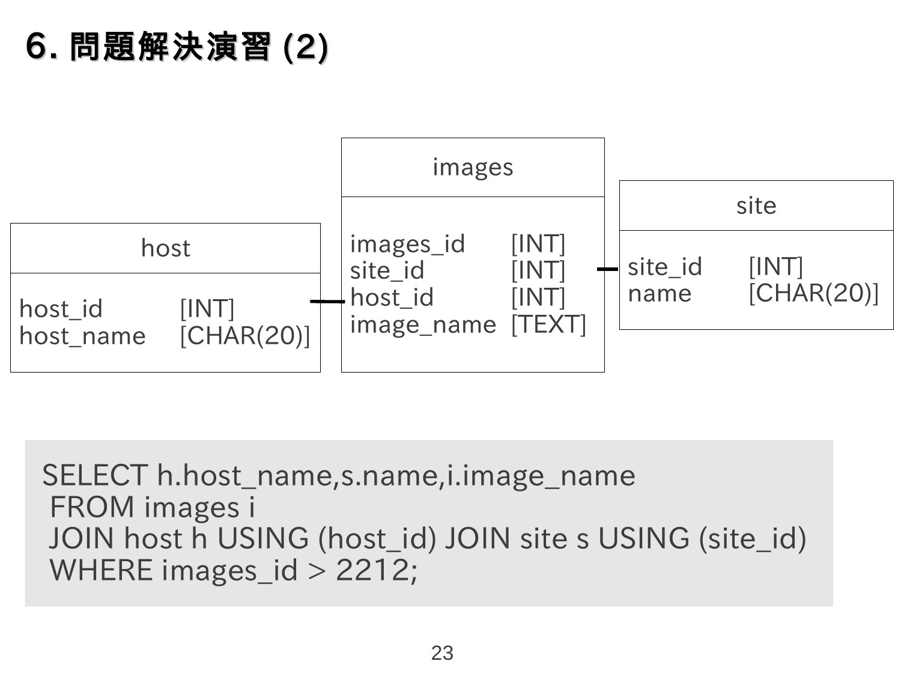# 6. 問題解決演習 (2)

**host**

| host_id | [INT] |
|---|---|
| host_name | [CHAR(20)] |

**images**

| images_id | [INT] |
|---|---|
| site_id | [INT] |
| host_id | [INT] |
| image_name | [TEXT] |

**site**

| site_id | [INT] |
|---|---|
| name | [CHAR(20)] |

```
SELECT h.host_name,s.name,i.image_name
 FROM images i
 JOIN host h USING (host_id) JOIN site s USING (site_id)
 WHERE images_id > 2212;
```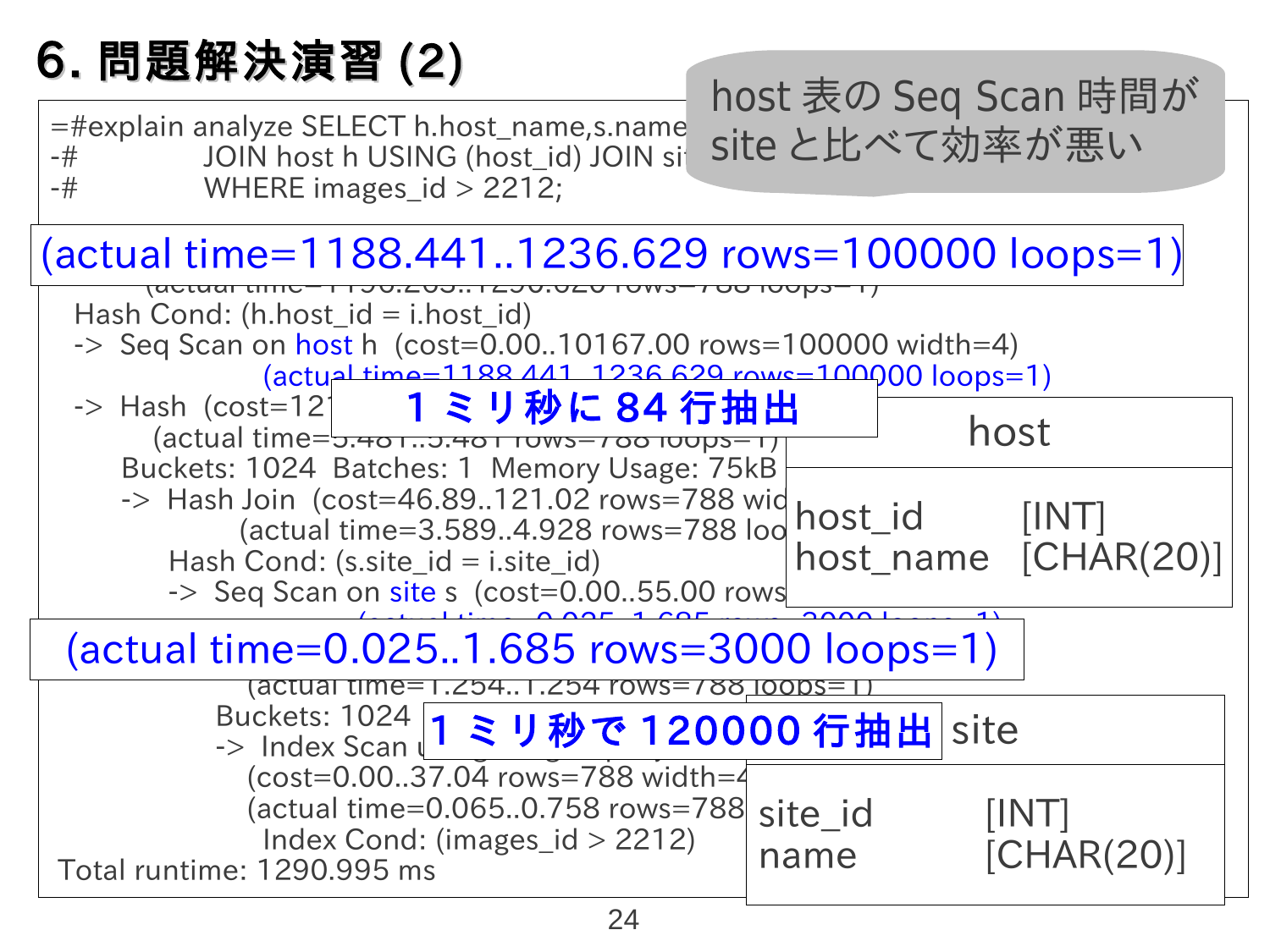# 6. 問題解決演習 (2)

host 表の Seq Scan 時間が site と比べて効率が悪い

```
=#explain analyze SELECT h.host_name,s.name
-#            JOIN host h USING (host_id) JOIN si
-#            WHERE images_id > 2212;

   Hash Cond: (h.host_id = i.host_id)
   ->  Seq Scan on host h  (cost=0.00..10167.00 rows=100000 width=4)
                 (actual time=1188.441..1236.629 rows=100000 loops=1)
   ->  Hash  (cost=121
          (actual time=5.481..5.481 rows=788 loops=1)
        Buckets: 1024  Batches: 1  Memory Usage: 75kB
        ->  Hash Join  (cost=46.89..121.02 rows=788 wid
                  (actual time=3.589..4.928 rows=788 loo
            Hash Cond: (s.site_id = i.site_id)
            ->  Seq Scan on site s  (cost=0.00..55.00 rows
                  (actual time=0.025..1.685 rows=3000 loops=1)
                 (actual time=1.254..1.254 rows=788 loops=1)
               Buckets: 1024
               ->  Index Scan u
                  (cost=0.00..37.04 rows=788 width=4
                  (actual time=0.065..0.758 rows=788
                   Index Cond: (images_id > 2212)
 Total runtime: 1290.995 ms
```

(actual time=1188.441..1236.629 rows=100000 loops=1)

**１ミリ秒に 84 行抽出**

| host | |
|---|---|
| host_id | [INT] |
| host_name | [CHAR(20)] |

(actual time=0.025..1.685 rows=3000 loops=1)

**１ミリ秒で 120000 行抽出**

| site | |
|---|---|
| site_id | [INT] |
| name | [CHAR(20)] |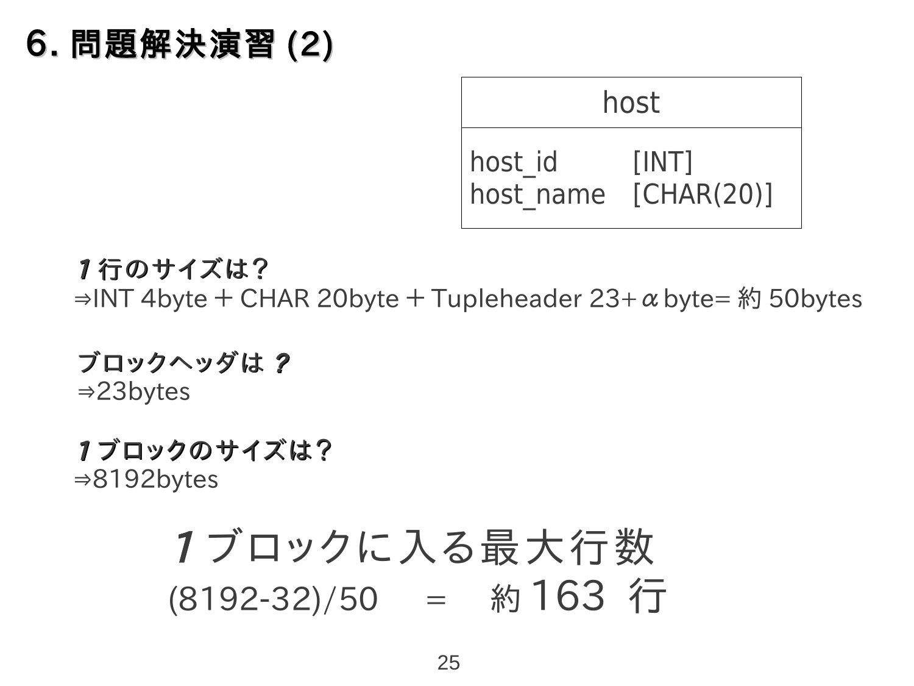# 6. 問題解決演習 (2)

| host | |
|---|---|
| host_id | [INT] |
| host_name | [CHAR(20)] |

**1行のサイズは？**
⇒INT 4byte＋CHAR 20byte＋Tupleheader 23+αbyte= 約 50bytes

**ブロックヘッダは ?**
⇒23bytes

**1ブロックのサイズは？**
⇒8192bytes

1ブロックに入る最大行数

(8192-32)/50　=　約 163 行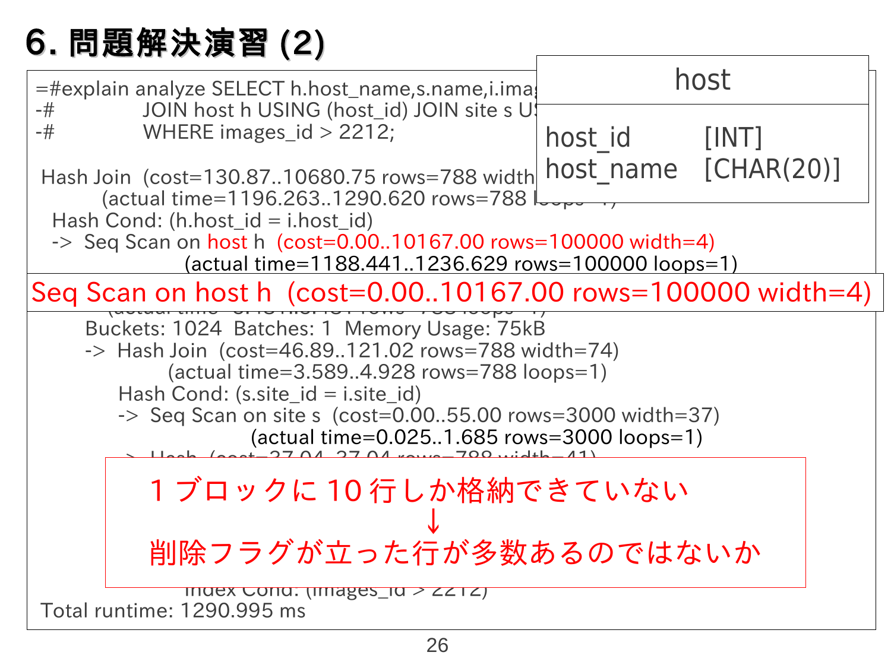# 6. 問題解決演習 (2)

```
=#explain analyze SELECT h.host_name,s.name,i.imag
-#              JOIN host h USING (host_id) JOIN site s US
-#              WHERE images_id > 2212;

 Hash Join  (cost=130.87..10680.75 rows=788 width
          (actual time=1196.263..1290.620 rows=788 loops=1)
   Hash Cond: (h.host_id = i.host_id)
   ->  Seq Scan on host h  (cost=0.00..10167.00 rows=100000 width=4)
                      (actual time=1188.441..1236.629 rows=100000 loops=1)
         Buckets: 1024  Batches: 1  Memory Usage: 75kB
         ->  Hash Join  (cost=46.89..121.02 rows=788 width=74)
                   (actual time=3.589..4.928 rows=788 loops=1)
               Hash Cond: (s.site_id = i.site_id)
               ->  Seq Scan on site s  (cost=0.00..55.00 rows=3000 width=37)
                              (actual time=0.025..1.685 rows=3000 loops=1)
                     Index Cond: (images_id > 2212)
 Total runtime: 1290.995 ms
```

| host | |
|---|---|
| host_id | [INT] |
| host_name | [CHAR(20)] |

Seq Scan on host h  (cost=0.00..10167.00 rows=100000 width=4)

1ブロックに10行しか格納できていない

↓

削除フラグが立った行が多数あるのではないか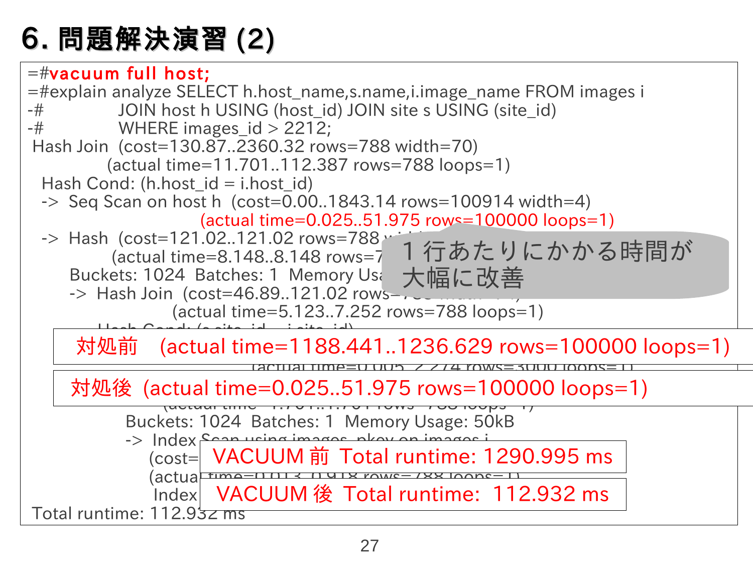# 6. 問題解決演習 (2)

```
=#vacuum full host;
=#explain analyze SELECT h.host_name,s.name,i.image_name FROM images i
-#          JOIN host h USING (host_id) JOIN site s USING (site_id)
-#          WHERE images_id > 2212;
 Hash Join  (cost=130.87..2360.32 rows=788 width=70)
            (actual time=11.701..112.387 rows=788 loops=1)
   Hash Cond: (h.host_id = i.host_id)
   ->  Seq Scan on host h  (cost=0.00..1843.14 rows=100914 width=4)
                           (actual time=0.025..51.975 rows=100000 loops=1)
   ->  Hash  (cost=121.02..121.02 rows=788 w
             (actual time=8.148..8.148 rows=7
         Buckets: 1024  Batches: 1  Memory Us
         ->  Hash Join  (cost=46.89..121.02 rows
                        (actual time=5.123..7.252 rows=788 loops=1)
                     Buckets: 1024  Batches: 1  Memory Usage: 50kB
                     ->  Index Scan using images_pkey on images i
                           (cost=
                           (actua
                           Index
 Total runtime: 112.932 ms
```

1 行あたりにかかる時間が大幅に改善

対処前　(actual time=1188.441..1236.629 rows=100000 loops=1)

対処後　(actual time=0.025..51.975 rows=100000 loops=1)

VACUUM 前　Total runtime: 1290.995 ms

VACUUM 後　Total runtime: 112.932 ms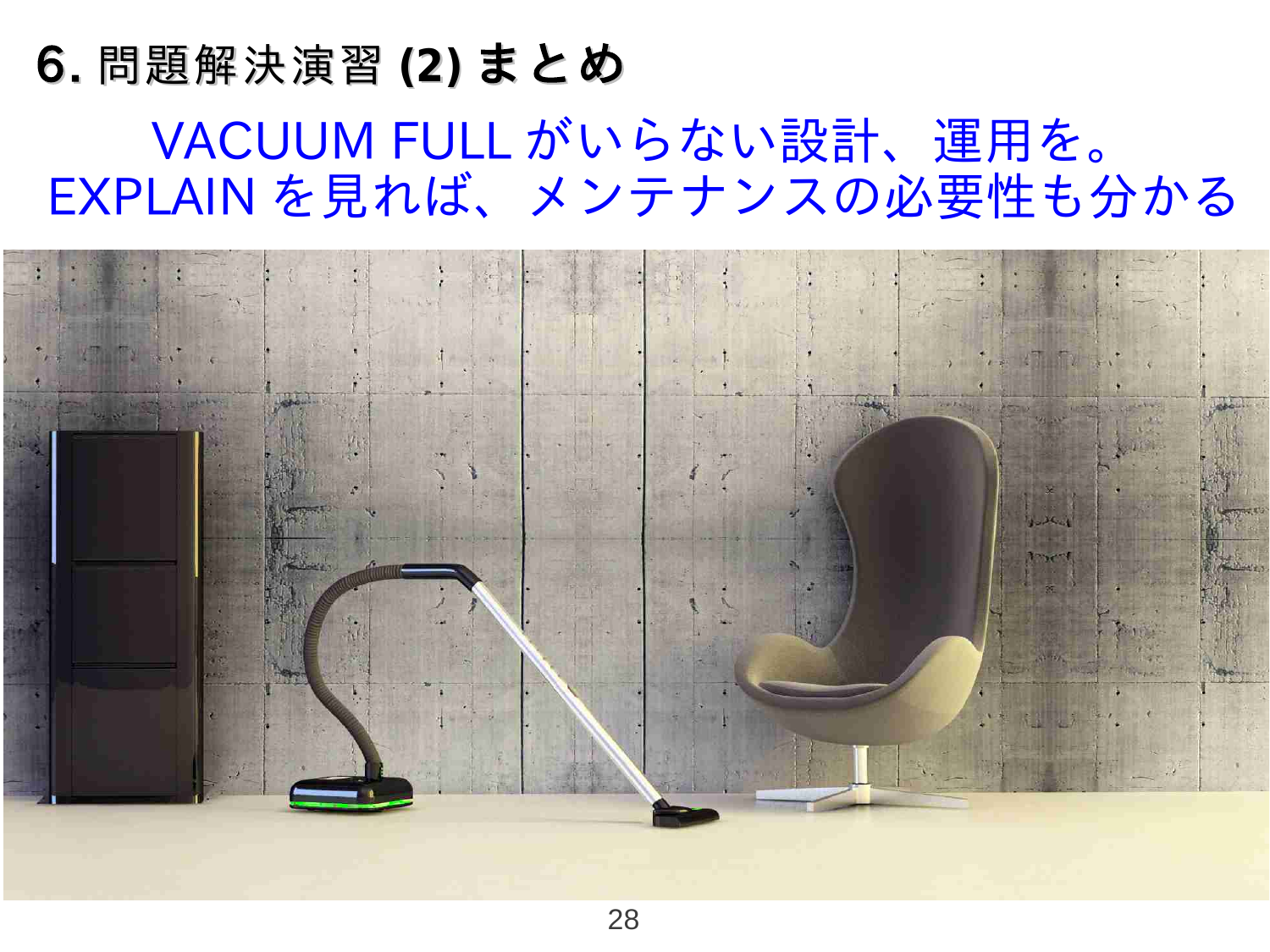# 6. 問題解決演習 (2) まとめ

VACUUM FULL がいらない設計、運用を。
EXPLAIN を見れば、メンテナンスの必要性も分かる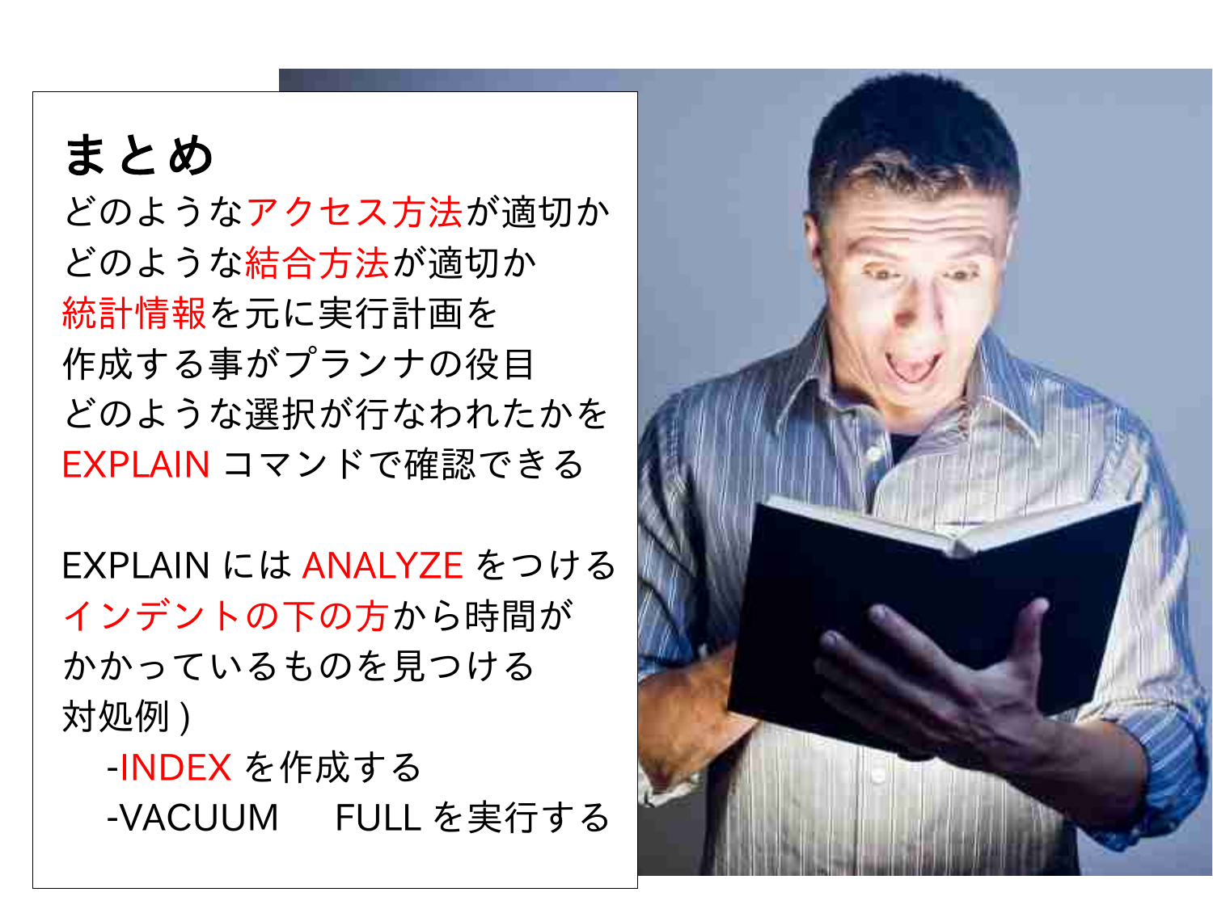# まとめ

どのようなアクセス方法が適切か
どのような結合方法が適切か
統計情報を元に実行計画を
作成する事がプランナの役目
どのような選択が行なわれたかを
EXPLAIN コマンドで確認できる

EXPLAIN には ANALYZE をつける
インデントの下の方から時間が
かかっているものを見つける
対処例）

- INDEX を作成する
- VACUUM　FULL を実行する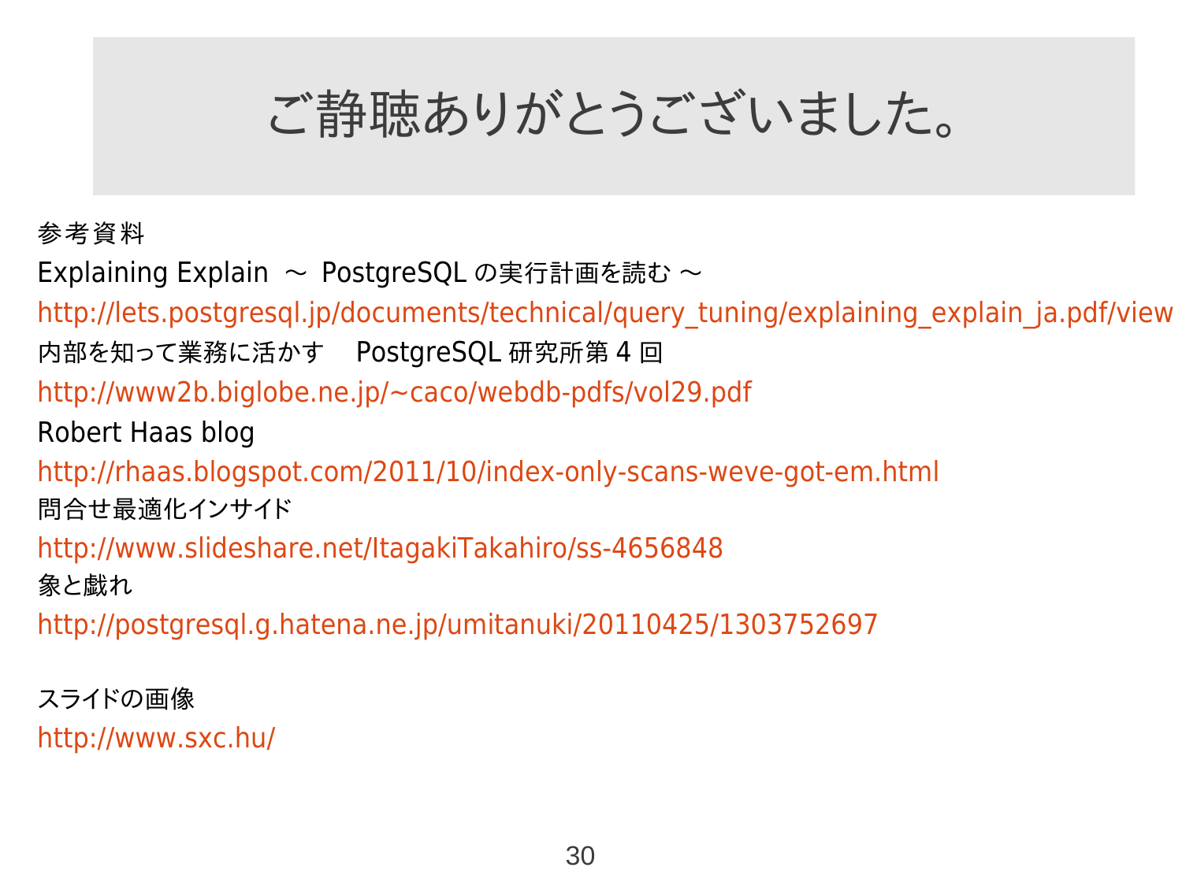# ご静聴ありがとうございました。

参考資料

Explaining Explain ～ PostgreSQL の実行計画を読む ～

http://lets.postgresql.jp/documents/technical/query_tuning/explaining_explain_ja.pdf/view

内部を知って業務に活かす　PostgreSQL 研究所第 4 回

http://www2b.biglobe.ne.jp/~caco/webdb-pdfs/vol29.pdf

Robert Haas blog

http://rhaas.blogspot.com/2011/10/index-only-scans-weve-got-em.html

問合せ最適化インサイド

http://www.slideshare.net/ItagakiTakahiro/ss-4656848

象と戯れ

http://postgresql.g.hatena.ne.jp/umitanuki/20110425/1303752697

スライドの画像

http://www.sxc.hu/